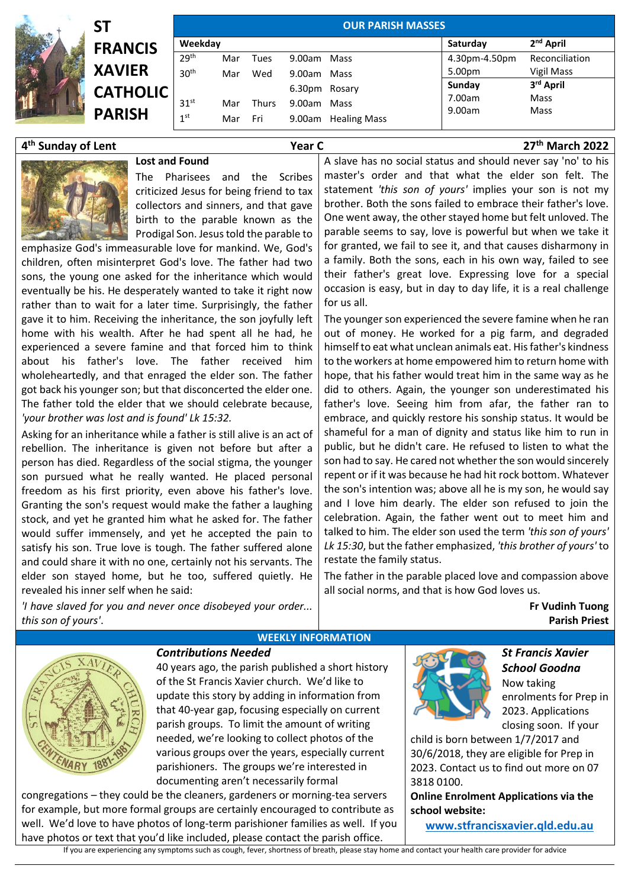# ST FRANCIS XAVIER CATHOLIC PARISH

## OUR PARISH MASSES

| Weekday | | | | | Saturday | 2nd April |
|---|---|---|---|---|---|---|
| 29th | Mar | Tues | 9.00am | Mass | 4.30pm-4.50pm | Reconciliation |
| 30th | Mar | Wed | 9.00am | Mass | 5.00pm | Vigil Mass |
| | | | 6.30pm | Rosary | **Sunday** | **3rd April** |
| 31st | Mar | Thurs | 9.00am | Mass | 7.00am | Mass |
| 1st | Mar | Fri | 9.00am | Healing Mass | 9.00am | Mass |

**4th Sunday of Lent** | **Year C** | **27th March 2022**

### Lost and Found

The Pharisees and the Scribes criticized Jesus for being friend to tax collectors and sinners, and that gave birth to the parable known as the Prodigal Son. Jesus told the parable to emphasize God's immeasurable love for mankind. We, God's children, often misinterpret God's love. The father had two sons, the young one asked for the inheritance which would eventually be his. He desperately wanted to take it right now rather than to wait for a later time. Surprisingly, the father gave it to him. Receiving the inheritance, the son joyfully left home with his wealth. After he had spent all he had, he experienced a severe famine and that forced him to think about his father's love. The father received him wholeheartedly, and that enraged the elder son. The father got back his younger son; but that disconcerted the elder one. The father told the elder that we should celebrate because, *'your brother was lost and is found' Lk 15:32.*

Asking for an inheritance while a father is still alive is an act of rebellion. The inheritance is given not before but after a person has died. Regardless of the social stigma, the younger son pursued what he really wanted. He placed personal freedom as his first priority, even above his father's love. Granting the son's request would make the father a laughing stock, and yet he granted him what he asked for. The father would suffer immensely, and yet he accepted the pain to satisfy his son. True love is tough. The father suffered alone and could share it with no one, certainly not his servants. The elder son stayed home, but he too, suffered quietly. He revealed his inner self when he said:

*'I have slaved for you and never once disobeyed your order... this son of yours'.*

A slave has no social status and should never say 'no' to his master's order and that what the elder son felt. The statement *'this son of yours'* implies your son is not my brother. Both the sons failed to embrace their father's love. One went away, the other stayed home but felt unloved. The parable seems to say, love is powerful but when we take it for granted, we fail to see it, and that causes disharmony in a family. Both the sons, each in his own way, failed to see their father's great love. Expressing love for a special occasion is easy, but in day to day life, it is a real challenge for us all.

The younger son experienced the severe famine when he ran out of money. He worked for a pig farm, and degraded himself to eat what unclean animals eat. His father's kindness to the workers at home empowered him to return home with hope, that his father would treat him in the same way as he did to others. Again, the younger son underestimated his father's love. Seeing him from afar, the father ran to embrace, and quickly restore his sonship status. It would be shameful for a man of dignity and status like him to run in public, but he didn't care. He refused to listen to what the son had to say. He cared not whether the son would sincerely repent or if it was because he had hit rock bottom. Whatever the son's intention was; above all he is my son, he would say and I love him dearly. The elder son refused to join the celebration. Again, the father went out to meet him and talked to him. The elder son used the term *'this son of yours' Lk 15:30*, but the father emphasized, *'this brother of yours'* to restate the family status.

The father in the parable placed love and compassion above all social norms, and that is how God loves us.

**Fr Vudinh Tuong**
**Parish Priest**

## WEEKLY INFORMATION

### *Contributions Needed*

40 years ago, the parish published a short history of the St Francis Xavier church. We'd like to update this story by adding in information from that 40-year gap, focusing especially on current parish groups. To limit the amount of writing needed, we're looking to collect photos of the various groups over the years, especially current parishioners. The groups we're interested in documenting aren't necessarily formal congregations – they could be the cleaners, gardeners or morning-tea servers for example, but more formal groups are certainly encouraged to contribute as well. We'd love to have photos of long-term parishioner families as well. If you have photos or text that you'd like included, please contact the parish office.

### *St Francis Xavier School Goodna*

Now taking enrolments for Prep in 2023. Applications closing soon. If your child is born between 1/7/2017 and 30/6/2018, they are eligible for Prep in 2023. Contact us to find out more on 07 3818 0100.

**Online Enrolment Applications via the school website:**

**www.stfrancisxavier.qld.edu.au**

If you are experiencing any symptoms such as cough, fever, shortness of breath, please stay home and contact your health care provider for advice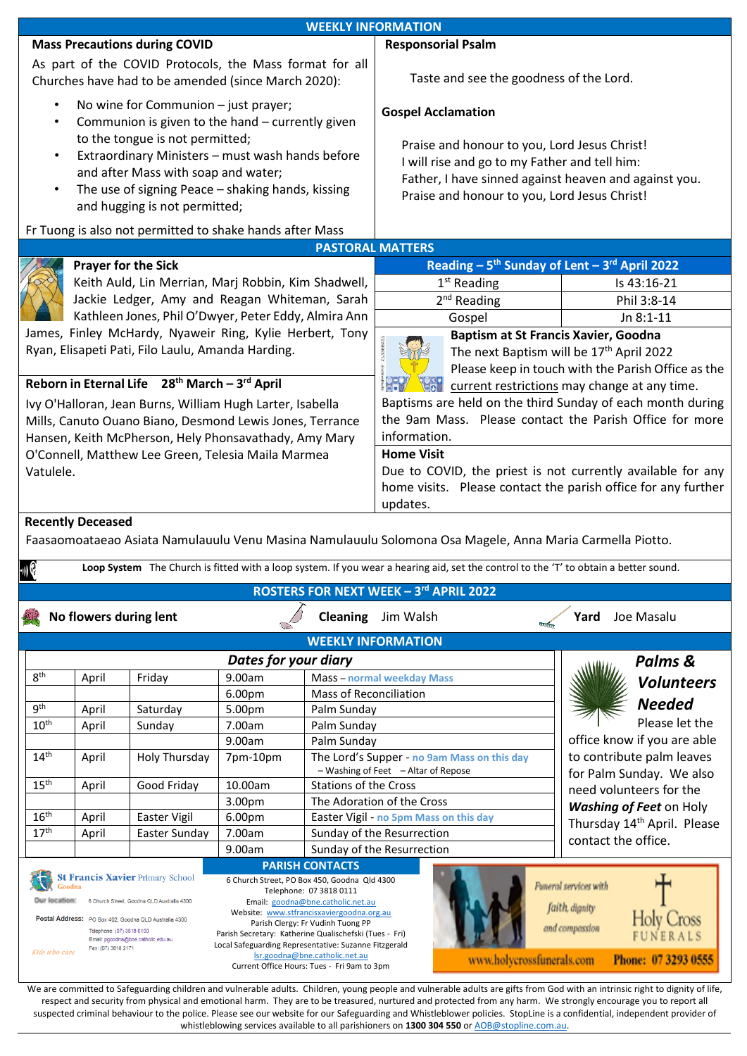## WEEKLY INFORMATION

### Mass Precautions during COVID

As part of the COVID Protocols, the Mass format for all Churches have had to be amended (since March 2020):

- No wine for Communion – just prayer;
- Communion is given to the hand – currently given to the tongue is not permitted;
- Extraordinary Ministers – must wash hands before and after Mass with soap and water;
- The use of signing Peace – shaking hands, kissing and hugging is not permitted;

Fr Tuong is also not permitted to shake hands after Mass

### Responsorial Psalm

Taste and see the goodness of the Lord.

### Gospel Acclamation

Praise and honour to you, Lord Jesus Christ!
I will rise and go to my Father and tell him:
Father, I have sinned against heaven and against you.
Praise and honour to you, Lord Jesus Christ!

## PASTORAL MATTERS

### Prayer for the Sick

Keith Auld, Lin Merrian, Marj Robbin, Kim Shadwell, Jackie Ledger, Amy and Reagan Whiteman, Sarah Kathleen Jones, Phil O'Dwyer, Peter Eddy, Almira Ann James, Finley McHardy, Nyaweir Ring, Kylie Herbert, Tony Ryan, Elisapeti Pati, Filo Laulu, Amanda Harding.

### Reborn in Eternal Life 28th March – 3rd April

Ivy O'Halloran, Jean Burns, William Hugh Larter, Isabella Mills, Canuto Ouano Biano, Desmond Lewis Jones, Terrance Hansen, Keith McPherson, Hely Phonsavathady, Amy Mary O'Connell, Matthew Lee Green, Telesia Maila Marmea Vatulele.

| Reading – 5th Sunday of Lent – 3rd April 2022 | |
|---|---|
| 1st Reading | Is 43:16-21 |
| 2nd Reading | Phil 3:8-14 |
| Gospel | Jn 8:1-11 |

### Baptism at St Francis Xavier, Goodna

The next Baptism will be 17th April 2022
Please keep in touch with the Parish Office as the current restrictions may change at any time.
Baptisms are held on the third Sunday of each month during the 9am Mass. Please contact the Parish Office for more information.

### Home Visit

Due to COVID, the priest is not currently available for any home visits. Please contact the parish office for any further updates.

### Recently Deceased

Faasaomoataeao Asiata Namulauulu Venu Masina Namulauulu Solomona Osa Magele, Anna Maria Carmella Piotto.

**Loop System** The Church is fitted with a loop system. If you wear a hearing aid, set the control to the 'T' to obtain a better sound.

## ROSTERS FOR NEXT WEEK – 3rd APRIL 2022

**No flowers during lent** | **Cleaning** Jim Walsh | **Yard** Joe Masalu

## WEEKLY INFORMATION

| *Dates for your diary* | | | | |
|---|---|---|---|---|
| 8th | April | Friday | 9.00am | Mass – normal weekday Mass |
| | | | 6.00pm | Mass of Reconciliation |
| 9th | April | Saturday | 5.00pm | Palm Sunday |
| 10th | April | Sunday | 7.00am | Palm Sunday |
| | | | 9.00am | Palm Sunday |
| 14th | April | Holy Thursday | 7pm-10pm | The Lord's Supper - no 9am Mass on this day – Washing of Feet – Altar of Repose |
| 15th | April | Good Friday | 10.00am | Stations of the Cross |
| | | | 3.00pm | The Adoration of the Cross |
| 16th | April | Easter Vigil | 6.00pm | Easter Vigil - no 5pm Mass on this day |
| 17th | April | Easter Sunday | 7.00am | Sunday of the Resurrection |
| | | | 9.00am | Sunday of the Resurrection |

### *Palms & Volunteers Needed*

Please let the office know if you are able to contribute palm leaves for Palm Sunday. We also need volunteers for the ***Washing of Feet*** on Holy Thursday 14th April. Please contact the office.

**St Francis Xavier Primary School**
Goodna
Our location: 6 Church Street, Goodna QLD Australia 4300
Postal Address: PO Box 402, Goodna QLD Australia 4300
Telephone: (07) 3818 6100
Email: pgoodna@bne.catholic.edu.au
Fax: (07) 3818 2171
Kids who care

## PARISH CONTACTS

6 Church Street, PO Box 450, Goodna Qld 4300
Telephone: 07 3818 0111
Email: goodna@bne.catholic.net.au
Website: www.stfrancisxaviergoodna.org.au
Parish Clergy: Fr Vudinh Tuong PP
Parish Secretary: Katherine Qualischefski (Tues - Fri)
Local Safeguarding Representative: Suzanne Fitzgerald
lsr.goodna@bne.catholic.net.au
Current Office Hours: Tues - Fri 9am to 3pm

Funeral services with faith, dignity and compassion
Holy Cross FUNERALS
www.holycrossfunerals.com Phone: 07 3293 0555

We are committed to Safeguarding children and vulnerable adults. Children, young people and vulnerable adults are gifts from God with an intrinsic right to dignity of life, respect and security from physical and emotional harm. They are to be treasured, nurtured and protected from any harm. We strongly encourage you to report all suspected criminal behaviour to the police. Please see our website for our Safeguarding and Whistleblower policies. StopLine is a confidential, independent provider of whistleblowing services available to all parishioners on **1300 304 550** or AOB@stopline.com.au.